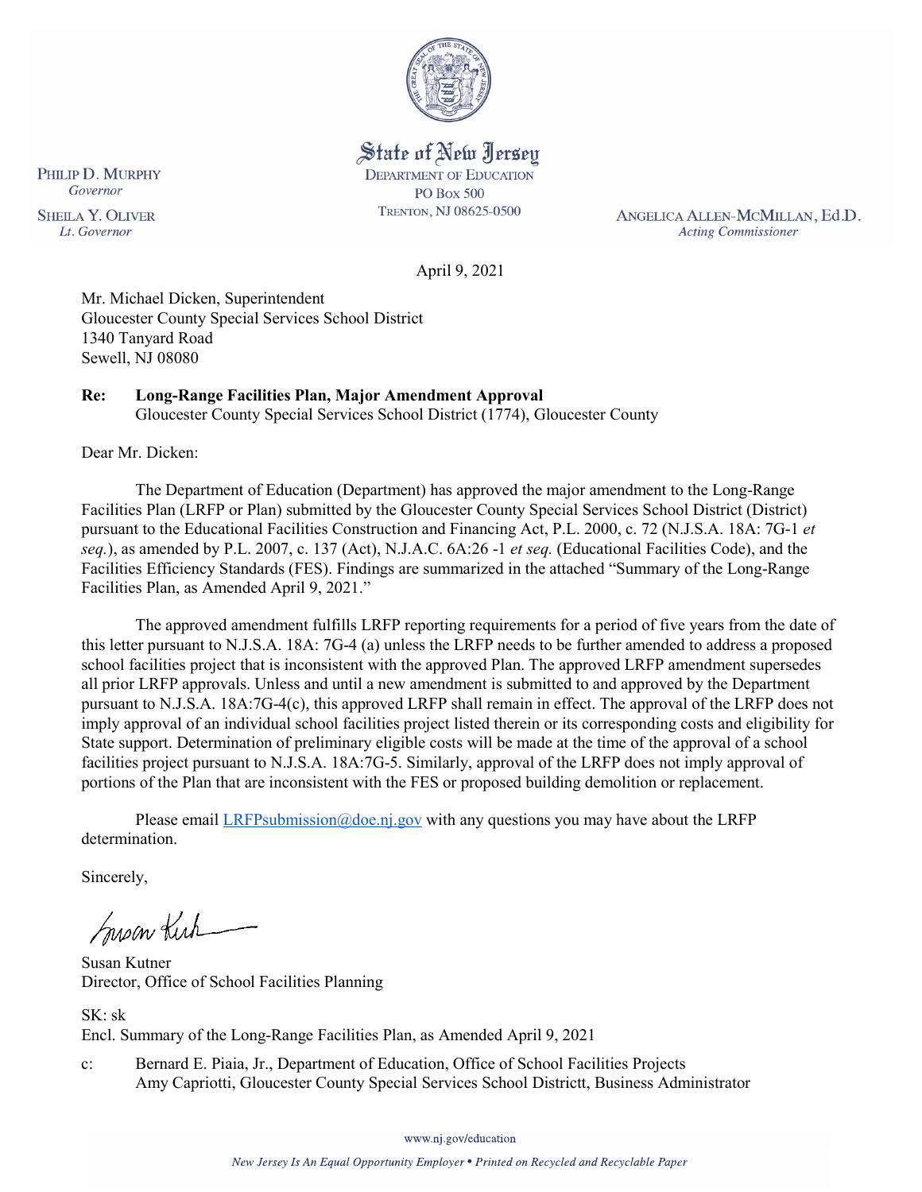State of New Jersey
DEPARTMENT OF EDUCATION
PO BOX 500
TRENTON, NJ 08625-0500

PHILIP D. MURPHY
*Governor*

SHEILA Y. OLIVER
*Lt. Governor*

ANGELICA ALLEN-MCMILLAN, Ed.D.
*Acting Commissioner*

April 9, 2021

Mr. Michael Dicken, Superintendent
Gloucester County Special Services School District
1340 Tanyard Road
Sewell, NJ 08080

**Re: Long-Range Facilities Plan, Major Amendment Approval**
Gloucester County Special Services School District (1774), Gloucester County

Dear Mr. Dicken:

The Department of Education (Department) has approved the major amendment to the Long-Range Facilities Plan (LRFP or Plan) submitted by the Gloucester County Special Services School District (District) pursuant to the Educational Facilities Construction and Financing Act, P.L. 2000, c. 72 (N.J.S.A. 18A: 7G-1 *et seq.*), as amended by P.L. 2007, c. 137 (Act), N.J.A.C. 6A:26 -1 *et seq.* (Educational Facilities Code), and the Facilities Efficiency Standards (FES). Findings are summarized in the attached "Summary of the Long-Range Facilities Plan, as Amended April 9, 2021."

The approved amendment fulfills LRFP reporting requirements for a period of five years from the date of this letter pursuant to N.J.S.A. 18A: 7G-4 (a) unless the LRFP needs to be further amended to address a proposed school facilities project that is inconsistent with the approved Plan. The approved LRFP amendment supersedes all prior LRFP approvals. Unless and until a new amendment is submitted to and approved by the Department pursuant to N.J.S.A. 18A:7G-4(c), this approved LRFP shall remain in effect. The approval of the LRFP does not imply approval of an individual school facilities project listed therein or its corresponding costs and eligibility for State support. Determination of preliminary eligible costs will be made at the time of the approval of a school facilities project pursuant to N.J.S.A. 18A:7G-5. Similarly, approval of the LRFP does not imply approval of portions of the Plan that are inconsistent with the FES or proposed building demolition or replacement.

Please email LRFPsubmission@doe.nj.gov with any questions you may have about the LRFP determination.

Sincerely,

Susan Kutner
Director, Office of School Facilities Planning

SK: sk
Encl. Summary of the Long-Range Facilities Plan, as Amended April 9, 2021

c: Bernard E. Piaia, Jr., Department of Education, Office of School Facilities Projects
Amy Capriotti, Gloucester County Special Services School Districtt, Business Administrator

www.nj.gov/education

*New Jersey Is An Equal Opportunity Employer • Printed on Recycled and Recyclable Paper*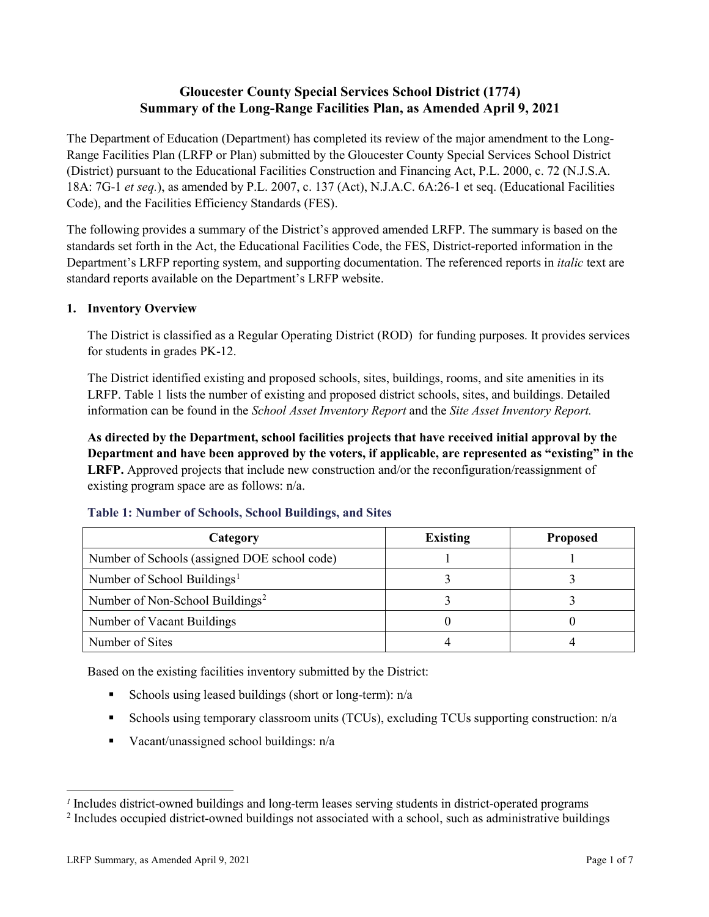# Gloucester County Special Services School District (1774)
## Summary of the Long-Range Facilities Plan, as Amended April 9, 2021

The Department of Education (Department) has completed its review of the major amendment to the Long-Range Facilities Plan (LRFP or Plan) submitted by the Gloucester County Special Services School District (District) pursuant to the Educational Facilities Construction and Financing Act, P.L. 2000, c. 72 (N.J.S.A. 18A: 7G-1 *et seq.*), as amended by P.L. 2007, c. 137 (Act), N.J.A.C. 6A:26-1 et seq. (Educational Facilities Code), and the Facilities Efficiency Standards (FES).

The following provides a summary of the District's approved amended LRFP. The summary is based on the standards set forth in the Act, the Educational Facilities Code, the FES, District-reported information in the Department's LRFP reporting system, and supporting documentation. The referenced reports in *italic* text are standard reports available on the Department's LRFP website.

### 1. Inventory Overview

The District is classified as a Regular Operating District (ROD) for funding purposes. It provides services for students in grades PK-12.

The District identified existing and proposed schools, sites, buildings, rooms, and site amenities in its LRFP. Table 1 lists the number of existing and proposed district schools, sites, and buildings. Detailed information can be found in the *School Asset Inventory Report* and the *Site Asset Inventory Report.*

**As directed by the Department, school facilities projects that have received initial approval by the Department and have been approved by the voters, if applicable, are represented as "existing" in the LRFP.** Approved projects that include new construction and/or the reconfiguration/reassignment of existing program space are as follows: n/a.

**Table 1: Number of Schools, School Buildings, and Sites**

| Category | Existing | Proposed |
|---|---|---|
| Number of Schools (assigned DOE school code) | 1 | 1 |
| Number of School Buildings[1] | 3 | 3 |
| Number of Non-School Buildings[2] | 3 | 3 |
| Number of Vacant Buildings | 0 | 0 |
| Number of Sites | 4 | 4 |

Based on the existing facilities inventory submitted by the District:

- Schools using leased buildings (short or long-term): n/a
- Schools using temporary classroom units (TCUs), excluding TCUs supporting construction: n/a
- Vacant/unassigned school buildings: n/a

[1] Includes district-owned buildings and long-term leases serving students in district-operated programs

[2] Includes occupied district-owned buildings not associated with a school, such as administrative buildings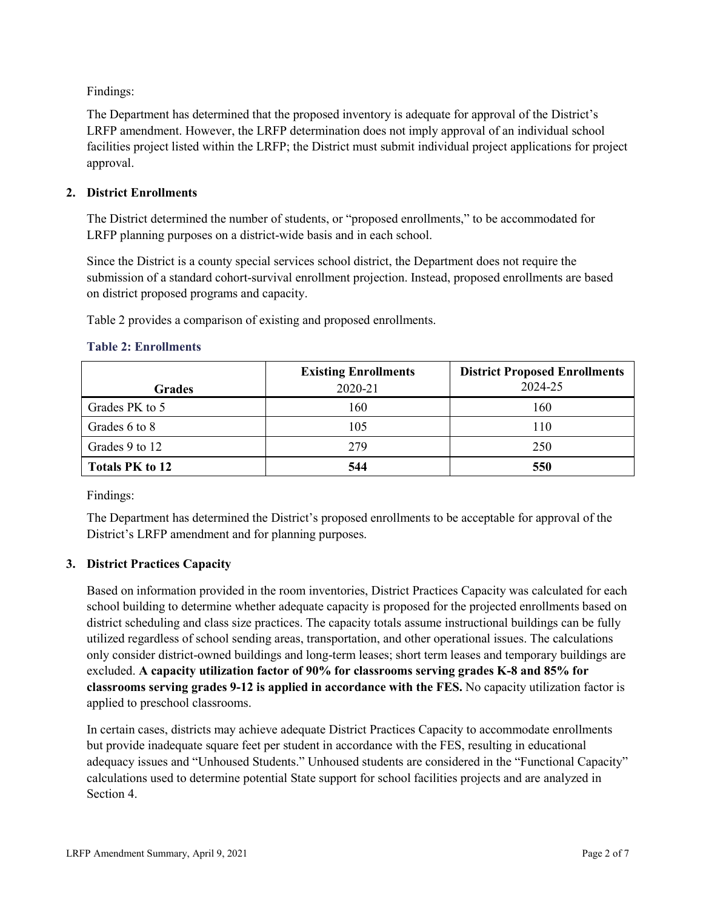Findings:

The Department has determined that the proposed inventory is adequate for approval of the District's LRFP amendment. However, the LRFP determination does not imply approval of an individual school facilities project listed within the LRFP; the District must submit individual project applications for project approval.

## 2. District Enrollments

The District determined the number of students, or "proposed enrollments," to be accommodated for LRFP planning purposes on a district-wide basis and in each school.

Since the District is a county special services school district, the Department does not require the submission of a standard cohort-survival enrollment projection. Instead, proposed enrollments are based on district proposed programs and capacity.

Table 2 provides a comparison of existing and proposed enrollments.

### Table 2: Enrollments

| Grades | **Existing Enrollments** 2020-21 | **District Proposed Enrollments** 2024-25 |
|---|---|---|
| Grades PK to 5 | 160 | 160 |
| Grades 6 to 8 | 105 | 110 |
| Grades 9 to 12 | 279 | 250 |
| **Totals PK to 12** | **544** | **550** |

Findings:

The Department has determined the District's proposed enrollments to be acceptable for approval of the District's LRFP amendment and for planning purposes.

## 3. District Practices Capacity

Based on information provided in the room inventories, District Practices Capacity was calculated for each school building to determine whether adequate capacity is proposed for the projected enrollments based on district scheduling and class size practices. The capacity totals assume instructional buildings can be fully utilized regardless of school sending areas, transportation, and other operational issues. The calculations only consider district-owned buildings and long-term leases; short term leases and temporary buildings are excluded. **A capacity utilization factor of 90% for classrooms serving grades K-8 and 85% for classrooms serving grades 9-12 is applied in accordance with the FES.** No capacity utilization factor is applied to preschool classrooms.

In certain cases, districts may achieve adequate District Practices Capacity to accommodate enrollments but provide inadequate square feet per student in accordance with the FES, resulting in educational adequacy issues and "Unhoused Students." Unhoused students are considered in the "Functional Capacity" calculations used to determine potential State support for school facilities projects and are analyzed in Section 4.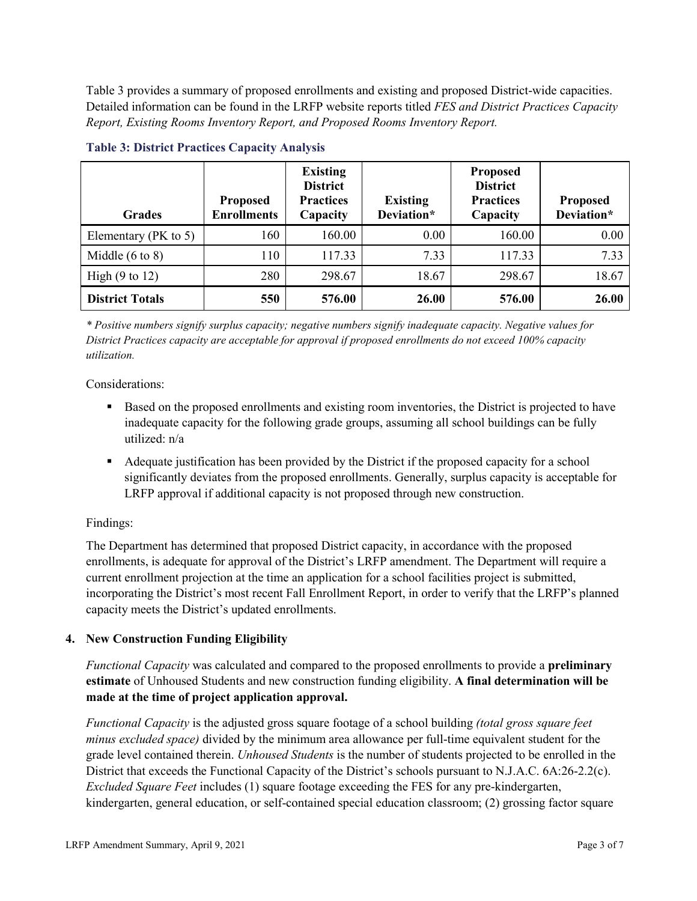Table 3 provides a summary of proposed enrollments and existing and proposed District-wide capacities. Detailed information can be found in the LRFP website reports titled *FES and District Practices Capacity Report, Existing Rooms Inventory Report, and Proposed Rooms Inventory Report.*

**Table 3: District Practices Capacity Analysis**

| Grades | Proposed Enrollments | Existing District Practices Capacity | Existing Deviation* | Proposed District Practices Capacity | Proposed Deviation* |
|---|---|---|---|---|---|
| Elementary (PK to 5) | 160 | 160.00 | 0.00 | 160.00 | 0.00 |
| Middle (6 to 8) | 110 | 117.33 | 7.33 | 117.33 | 7.33 |
| High (9 to 12) | 280 | 298.67 | 18.67 | 298.67 | 18.67 |
| **District Totals** | **550** | **576.00** | **26.00** | **576.00** | **26.00** |

*\* Positive numbers signify surplus capacity; negative numbers signify inadequate capacity. Negative values for District Practices capacity are acceptable for approval if proposed enrollments do not exceed 100% capacity utilization.*

Considerations:

- Based on the proposed enrollments and existing room inventories, the District is projected to have inadequate capacity for the following grade groups, assuming all school buildings can be fully utilized: n/a
- Adequate justification has been provided by the District if the proposed capacity for a school significantly deviates from the proposed enrollments. Generally, surplus capacity is acceptable for LRFP approval if additional capacity is not proposed through new construction.

Findings:

The Department has determined that proposed District capacity, in accordance with the proposed enrollments, is adequate for approval of the District's LRFP amendment. The Department will require a current enrollment projection at the time an application for a school facilities project is submitted, incorporating the District's most recent Fall Enrollment Report, in order to verify that the LRFP's planned capacity meets the District's updated enrollments.

## 4. New Construction Funding Eligibility

*Functional Capacity* was calculated and compared to the proposed enrollments to provide a **preliminary estimate** of Unhoused Students and new construction funding eligibility. **A final determination will be made at the time of project application approval.**

*Functional Capacity* is the adjusted gross square footage of a school building *(total gross square feet minus excluded space)* divided by the minimum area allowance per full-time equivalent student for the grade level contained therein. *Unhoused Students* is the number of students projected to be enrolled in the District that exceeds the Functional Capacity of the District's schools pursuant to N.J.A.C. 6A:26-2.2(c). *Excluded Square Feet* includes (1) square footage exceeding the FES for any pre-kindergarten, kindergarten, general education, or self-contained special education classroom; (2) grossing factor square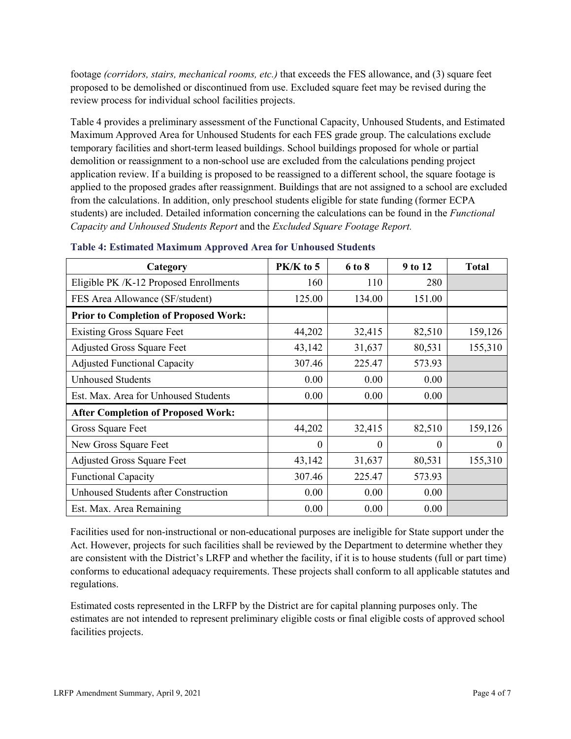footage *(corridors, stairs, mechanical rooms, etc.)* that exceeds the FES allowance, and (3) square feet proposed to be demolished or discontinued from use. Excluded square feet may be revised during the review process for individual school facilities projects.

Table 4 provides a preliminary assessment of the Functional Capacity, Unhoused Students, and Estimated Maximum Approved Area for Unhoused Students for each FES grade group. The calculations exclude temporary facilities and short-term leased buildings. School buildings proposed for whole or partial demolition or reassignment to a non-school use are excluded from the calculations pending project application review. If a building is proposed to be reassigned to a different school, the square footage is applied to the proposed grades after reassignment. Buildings that are not assigned to a school are excluded from the calculations. In addition, only preschool students eligible for state funding (former ECPA students) are included. Detailed information concerning the calculations can be found in the *Functional Capacity and Unhoused Students Report* and the *Excluded Square Footage Report.*

**Table 4: Estimated Maximum Approved Area for Unhoused Students**

| Category | PK/K to 5 | 6 to 8 | 9 to 12 | Total |
|---|---|---|---|---|
| Eligible PK /K-12 Proposed Enrollments | 160 | 110 | 280 | |
| FES Area Allowance (SF/student) | 125.00 | 134.00 | 151.00 | |
| **Prior to Completion of Proposed Work:** | | | | |
| Existing Gross Square Feet | 44,202 | 32,415 | 82,510 | 159,126 |
| Adjusted Gross Square Feet | 43,142 | 31,637 | 80,531 | 155,310 |
| Adjusted Functional Capacity | 307.46 | 225.47 | 573.93 | |
| Unhoused Students | 0.00 | 0.00 | 0.00 | |
| Est. Max. Area for Unhoused Students | 0.00 | 0.00 | 0.00 | |
| **After Completion of Proposed Work:** | | | | |
| Gross Square Feet | 44,202 | 32,415 | 82,510 | 159,126 |
| New Gross Square Feet | 0 | 0 | 0 | 0 |
| Adjusted Gross Square Feet | 43,142 | 31,637 | 80,531 | 155,310 |
| Functional Capacity | 307.46 | 225.47 | 573.93 | |
| Unhoused Students after Construction | 0.00 | 0.00 | 0.00 | |
| Est. Max. Area Remaining | 0.00 | 0.00 | 0.00 | |

Facilities used for non-instructional or non-educational purposes are ineligible for State support under the Act. However, projects for such facilities shall be reviewed by the Department to determine whether they are consistent with the District's LRFP and whether the facility, if it is to house students (full or part time) conforms to educational adequacy requirements. These projects shall conform to all applicable statutes and regulations.

Estimated costs represented in the LRFP by the District are for capital planning purposes only. The estimates are not intended to represent preliminary eligible costs or final eligible costs of approved school facilities projects.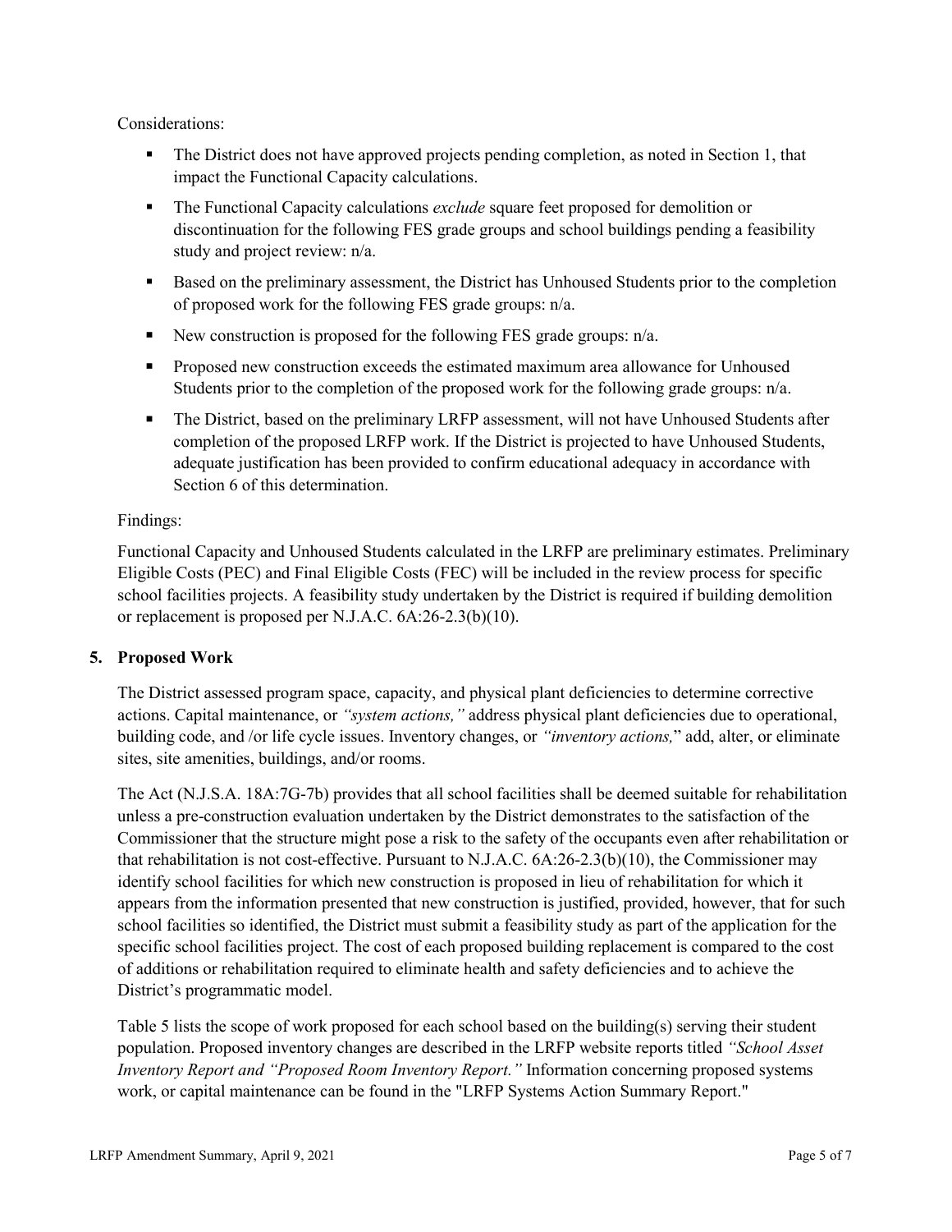Considerations:

- The District does not have approved projects pending completion, as noted in Section 1, that impact the Functional Capacity calculations.
- The Functional Capacity calculations *exclude* square feet proposed for demolition or discontinuation for the following FES grade groups and school buildings pending a feasibility study and project review: n/a.
- Based on the preliminary assessment, the District has Unhoused Students prior to the completion of proposed work for the following FES grade groups: n/a.
- New construction is proposed for the following FES grade groups: n/a.
- Proposed new construction exceeds the estimated maximum area allowance for Unhoused Students prior to the completion of the proposed work for the following grade groups: n/a.
- The District, based on the preliminary LRFP assessment, will not have Unhoused Students after completion of the proposed LRFP work. If the District is projected to have Unhoused Students, adequate justification has been provided to confirm educational adequacy in accordance with Section 6 of this determination.

Findings:

Functional Capacity and Unhoused Students calculated in the LRFP are preliminary estimates. Preliminary Eligible Costs (PEC) and Final Eligible Costs (FEC) will be included in the review process for specific school facilities projects. A feasibility study undertaken by the District is required if building demolition or replacement is proposed per N.J.A.C. 6A:26-2.3(b)(10).

## 5. Proposed Work

The District assessed program space, capacity, and physical plant deficiencies to determine corrective actions. Capital maintenance, or *"system actions,"* address physical plant deficiencies due to operational, building code, and /or life cycle issues. Inventory changes, or *"inventory actions,"* add, alter, or eliminate sites, site amenities, buildings, and/or rooms.

The Act (N.J.S.A. 18A:7G-7b) provides that all school facilities shall be deemed suitable for rehabilitation unless a pre-construction evaluation undertaken by the District demonstrates to the satisfaction of the Commissioner that the structure might pose a risk to the safety of the occupants even after rehabilitation or that rehabilitation is not cost-effective. Pursuant to N.J.A.C. 6A:26-2.3(b)(10), the Commissioner may identify school facilities for which new construction is proposed in lieu of rehabilitation for which it appears from the information presented that new construction is justified, provided, however, that for such school facilities so identified, the District must submit a feasibility study as part of the application for the specific school facilities project. The cost of each proposed building replacement is compared to the cost of additions or rehabilitation required to eliminate health and safety deficiencies and to achieve the District's programmatic model.

Table 5 lists the scope of work proposed for each school based on the building(s) serving their student population. Proposed inventory changes are described in the LRFP website reports titled *"School Asset Inventory Report and "Proposed Room Inventory Report."* Information concerning proposed systems work, or capital maintenance can be found in the "LRFP Systems Action Summary Report."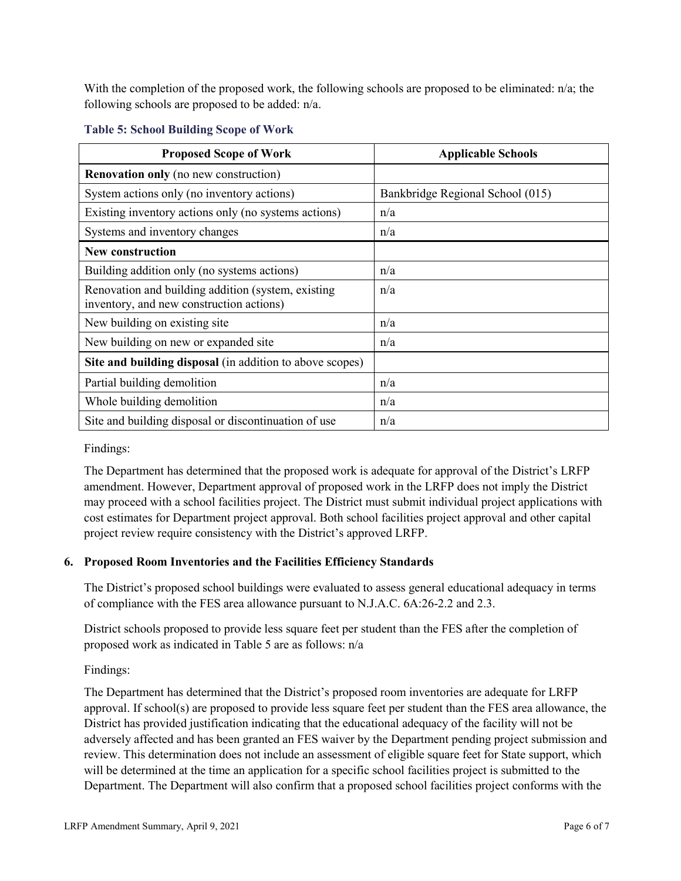With the completion of the proposed work, the following schools are proposed to be eliminated: n/a; the following schools are proposed to be added: n/a.

**Table 5: School Building Scope of Work**

| Proposed Scope of Work | Applicable Schools |
|---|---|
| **Renovation only** (no new construction) | |
| System actions only (no inventory actions) | Bankbridge Regional School (015) |
| Existing inventory actions only (no systems actions) | n/a |
| Systems and inventory changes | n/a |
| **New construction** | |
| Building addition only (no systems actions) | n/a |
| Renovation and building addition (system, existing inventory, and new construction actions) | n/a |
| New building on existing site | n/a |
| New building on new or expanded site | n/a |
| **Site and building disposal** (in addition to above scopes) | |
| Partial building demolition | n/a |
| Whole building demolition | n/a |
| Site and building disposal or discontinuation of use | n/a |

Findings:

The Department has determined that the proposed work is adequate for approval of the District's LRFP amendment. However, Department approval of proposed work in the LRFP does not imply the District may proceed with a school facilities project. The District must submit individual project applications with cost estimates for Department project approval. Both school facilities project approval and other capital project review require consistency with the District's approved LRFP.

### 6. Proposed Room Inventories and the Facilities Efficiency Standards

The District's proposed school buildings were evaluated to assess general educational adequacy in terms of compliance with the FES area allowance pursuant to N.J.A.C. 6A:26-2.2 and 2.3.

District schools proposed to provide less square feet per student than the FES after the completion of proposed work as indicated in Table 5 are as follows: n/a

Findings:

The Department has determined that the District's proposed room inventories are adequate for LRFP approval. If school(s) are proposed to provide less square feet per student than the FES area allowance, the District has provided justification indicating that the educational adequacy of the facility will not be adversely affected and has been granted an FES waiver by the Department pending project submission and review. This determination does not include an assessment of eligible square feet for State support, which will be determined at the time an application for a specific school facilities project is submitted to the Department. The Department will also confirm that a proposed school facilities project conforms with the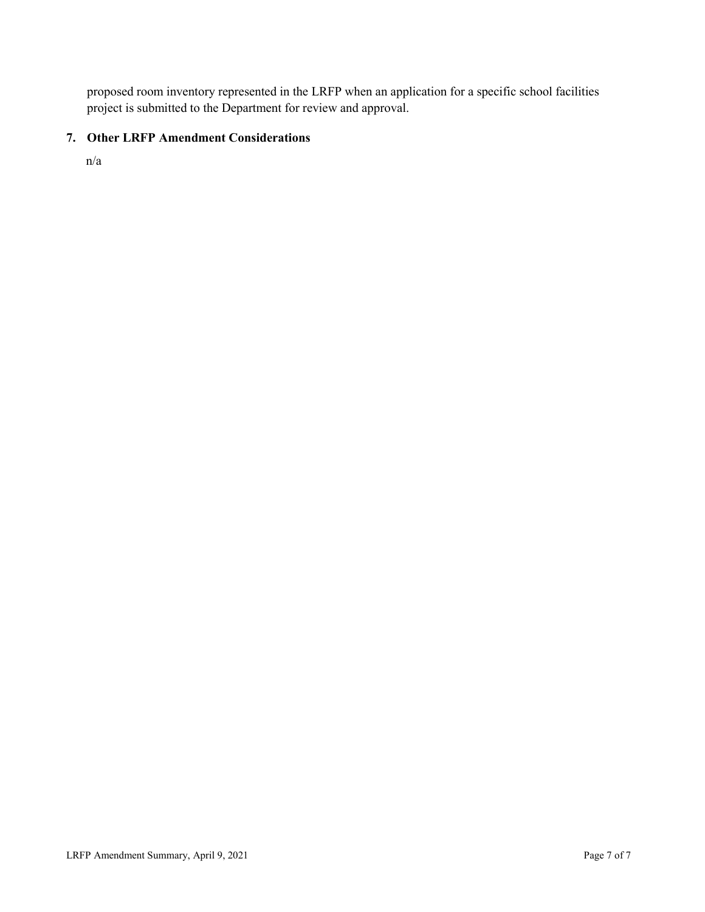proposed room inventory represented in the LRFP when an application for a specific school facilities project is submitted to the Department for review and approval.

## 7. Other LRFP Amendment Considerations

n/a